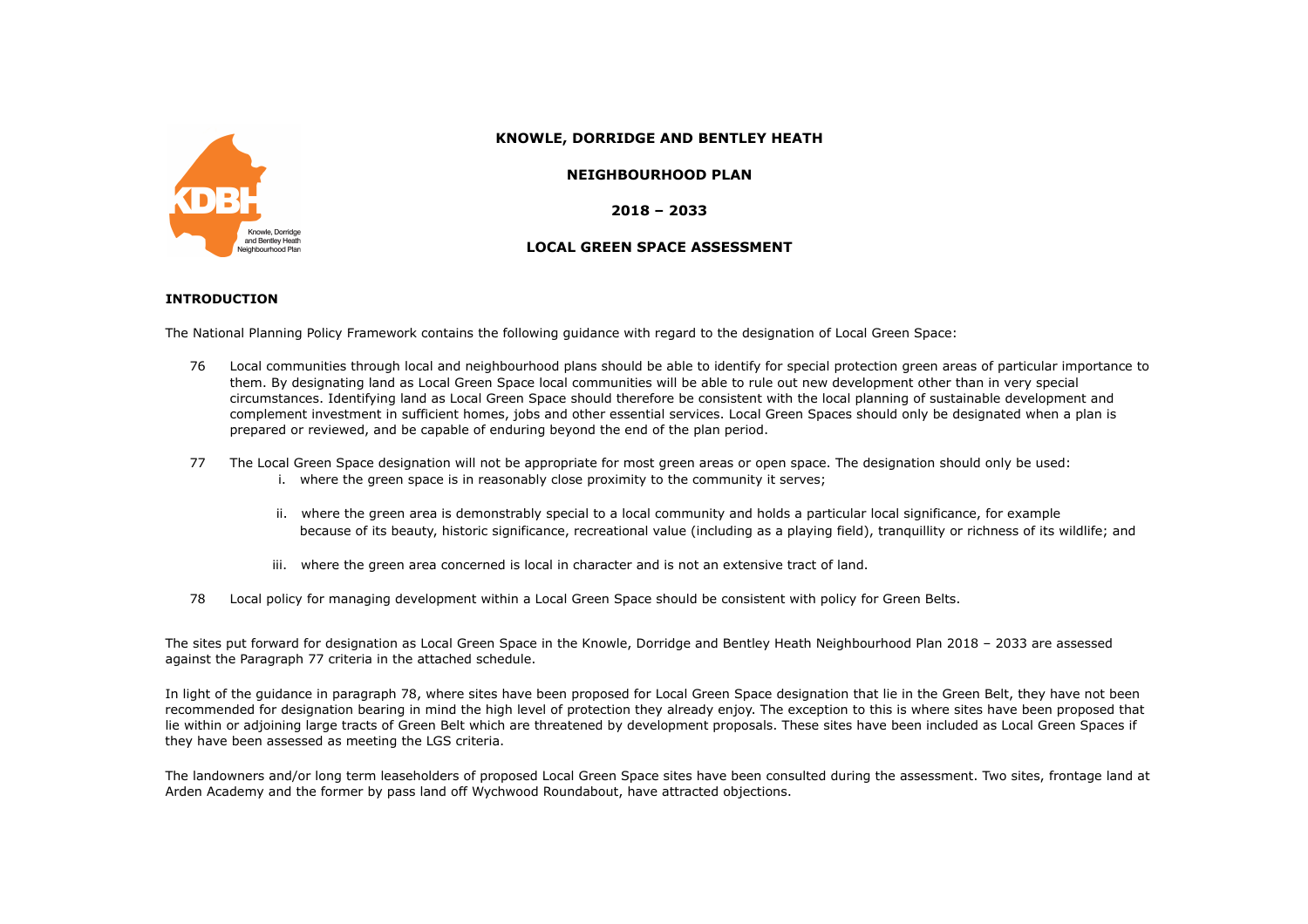# KNOWLE, DORRIDGE AND BENTLEY HEATH

## NEIGHBOURHOOD PLAN

## 2018 – 2033

## LOCAL GREEN SPACE ASSESSMENT

### INTRODUCTION

The National Planning Policy Framework contains the following guidance with regard to the designation of Local Green Space:

76 Local communities through local and neighbourhood plans should be able to identify for special protection green areas of particular importance to them. By designating land as Local Green Space local communities will be able to rule out new development other than in very special circumstances. Identifying land as Local Green Space should therefore be consistent with the local planning of sustainable development and complement investment in sufficient homes, jobs and other essential services. Local Green Spaces should only be designated when a plan is prepared or reviewed, and be capable of enduring beyond the end of the plan period.

77 The Local Green Space designation will not be appropriate for most green areas or open space. The designation should only be used:

i. where the green space is in reasonably close proximity to the community it serves;

ii. where the green area is demonstrably special to a local community and holds a particular local significance, for example because of its beauty, historic significance, recreational value (including as a playing field), tranquillity or richness of its wildlife; and

iii. where the green area concerned is local in character and is not an extensive tract of land.

78 Local policy for managing development within a Local Green Space should be consistent with policy for Green Belts.

The sites put forward for designation as Local Green Space in the Knowle, Dorridge and Bentley Heath Neighbourhood Plan 2018 – 2033 are assessed against the Paragraph 77 criteria in the attached schedule.

In light of the guidance in paragraph 78, where sites have been proposed for Local Green Space designation that lie in the Green Belt, they have not been recommended for designation bearing in mind the high level of protection they already enjoy. The exception to this is where sites have been proposed that lie within or adjoining large tracts of Green Belt which are threatened by development proposals. These sites have been included as Local Green Spaces if they have been assessed as meeting the LGS criteria.

The landowners and/or long term leaseholders of proposed Local Green Space sites have been consulted during the assessment. Two sites, frontage land at Arden Academy and the former by pass land off Wychwood Roundabout, have attracted objections.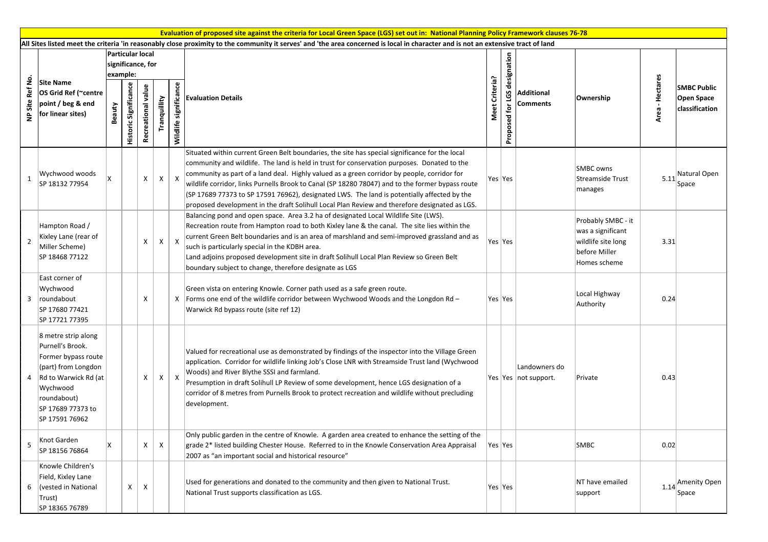**Evaluation of proposed site against the criteria for Local Green Space (LGS) set out in: National Planning Policy Framework clauses 76-78**

**All Sites listed meet the criteria 'in reasonably close proximity to the community it serves' and 'the area concerned is local in character and is not an extensive tract of land**

| NP Site Ref No. | Site Name OS Grid Ref (~centre point / beg & end for linear sites) | Particular local significance, for example: Beauty | Historic Significance | Recreational value | Tranquillity | Wildlife significance | Evaluation Details | Meet Criteria? | Proposed for LGS designation | Additional Comments | Ownership | Area - Hectares | SMBC Public Open Space classification |
|---|---|---|---|---|---|---|---|---|---|---|---|---|---|
| 1 | Wychwood woods SP 18132 77954 | X | | X | X | X | Situated within current Green Belt boundaries, the site has special significance for the local community and wildlife. The land is held in trust for conservation purposes. Donated to the community as part of a land deal. Highly valued as a green corridor by people, corridor for wildlife corridor, links Purnells Brook to Canal (SP 18280 78047) and to the former bypass route (SP 17689 77373 to SP 17591 76962), designated LWS. The land is potentially affected by the proposed development in the draft Solihull Local Plan Review and therefore designated as LGS. | Yes | Yes | | SMBC owns Streamside Trust manages | 5.11 | Natural Open Space |
| 2 | Hampton Road / Kixley Lane (rear of Miller Scheme) SP 18468 77122 | | | X | X | X | Balancing pond and open space. Area 3.2 ha of designated Local Wildlife Site (LWS). Recreation route from Hampton road to both Kixley lane & the canal. The site lies within the current Green Belt boundaries and is an area of marshland and semi-improved grassland and as such is particularly special in the KDBH area. Land adjoins proposed development site in draft Solihull Local Plan Review so Green Belt boundary subject to change, therefore designate as LGS | Yes | Yes | | Probably SMBC - it was a significant wildlife site long before Miller Homes scheme | 3.31 | |
| 3 | East corner of Wychwood roundabout SP 17680 77421 SP 17721 77395 | | | X | | X | Green vista on entering Knowle. Corner path used as a safe green route. Forms one end of the wildlife corridor between Wychwood Woods and the Longdon Rd – Warwick Rd bypass route (site ref 12) | Yes | Yes | | Local Highway Authority | 0.24 | |
| 4 | 8 metre strip along Purnell's Brook. Former bypass route (part) from Longdon Rd to Warwick Rd (at Wychwood roundabout) SP 17689 77373 to SP 17591 76962 | | | X | X | X | Valued for recreational use as demonstrated by findings of the inspector into the Village Green application. Corridor for wildlife linking Job's Close LNR with Streamside Trust land (Wychwood Woods) and River Blythe SSSI and farmland. Presumption in draft Solihull LP Review of some development, hence LGS designation of a corridor of 8 metres from Purnells Brook to protect recreation and wildlife without precluding development. | Yes | Yes | Landowners do not support. | Private | 0.43 | |
| 5 | Knot Garden SP 18156 76864 | X | | X | X | | Only public garden in the centre of Knowle. A garden area created to enhance the setting of the grade 2* listed building Chester House. Referred to in the Knowle Conservation Area Appraisal 2007 as "an important social and historical resource" | Yes | Yes | | SMBC | 0.02 | |
| 6 | Knowle Children's Field, Kixley Lane (vested in National Trust) SP 18365 76789 | | X | X | | | Used for generations and donated to the community and then given to National Trust. National Trust supports classification as LGS. | Yes | Yes | | NT have emailed support | 1.14 | Amenity Open Space |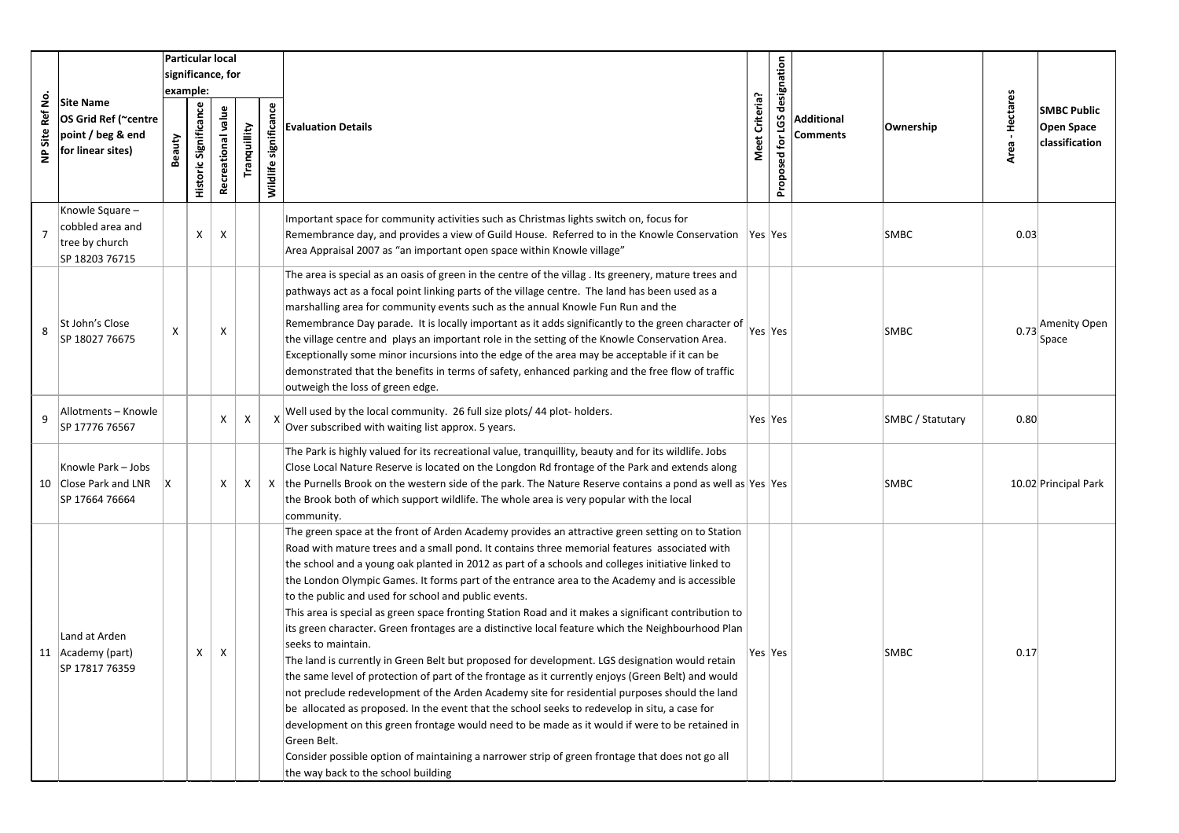| NP Site Ref No. | Site Name OS Grid Ref (~centre point / beg & end for linear sites) | Particular local significance, for example: Beauty | Historic Significance | Recreational value | Tranquillity | Wildlife significance | Evaluation Details | Meet Criteria? | Proposed for LGS designation | Additional Comments | Ownership | Area - Hectares | SMBC Public Open Space classification |
|---|---|---|---|---|---|---|---|---|---|---|---|---|---|
| 7 | Knowle Square – cobbled area and tree by church SP 18203 76715 | | X | X | | | Important space for community activities such as Christmas lights switch on, focus for Remembrance day, and provides a view of Guild House. Referred to in the Knowle Conservation Area Appraisal 2007 as "an important open space within Knowle village" | Yes | Yes | | SMBC | 0.03 | |
| 8 | St John's Close SP 18027 76675 | X | | X | | | The area is special as an oasis of green in the centre of the villag . Its greenery, mature trees and pathways act as a focal point linking parts of the village centre. The land has been used as a marshalling area for community events such as the annual Knowle Fun Run and the Remembrance Day parade. It is locally important as it adds significantly to the green character of the village centre and plays an important role in the setting of the Knowle Conservation Area. Exceptionally some minor incursions into the edge of the area may be acceptable if it can be demonstrated that the benefits in terms of safety, enhanced parking and the free flow of traffic outweigh the loss of green edge. | Yes | Yes | | SMBC | 0.73 | Amenity Open Space |
| 9 | Allotments – Knowle SP 17776 76567 | | | X | X | X | Well used by the local community. 26 full size plots/ 44 plot- holders. Over subscribed with waiting list approx. 5 years. | Yes | Yes | | SMBC / Statutary | 0.80 | |
| 10 | Knowle Park – Jobs Close Park and LNR SP 17664 76664 | X | | X | X | X | The Park is highly valued for its recreational value, tranquillity, beauty and for its wildlife. Jobs Close Local Nature Reserve is located on the Longdon Rd frontage of the Park and extends along the Purnells Brook on the western side of the park. The Nature Reserve contains a pond as well as the Brook both of which support wildlife. The whole area is very popular with the local community. | Yes | Yes | | SMBC | 10.02 | Principal Park |
| 11 | Land at Arden Academy (part) SP 17817 76359 | | X | X | | | The green space at the front of Arden Academy provides an attractive green setting on to Station Road with mature trees and a small pond. It contains three memorial features associated with the school and a young oak planted in 2012 as part of a schools and colleges initiative linked to the London Olympic Games. It forms part of the entrance area to the Academy and is accessible to the public and used for school and public events.<br>This area is special as green space fronting Station Road and it makes a significant contribution to its green character. Green frontages are a distinctive local feature which the Neighbourhood Plan seeks to maintain.<br>The land is currently in Green Belt but proposed for development. LGS designation would retain the same level of protection of part of the frontage as it currently enjoys (Green Belt) and would not preclude redevelopment of the Arden Academy site for residential purposes should the land be allocated as proposed. In the event that the school seeks to redevelop in situ, a case for development on this green frontage would need to be made as it would if were to be retained in Green Belt.<br>Consider possible option of maintaining a narrower strip of green frontage that does not go all the way back to the school building | Yes | Yes | | SMBC | 0.17 | |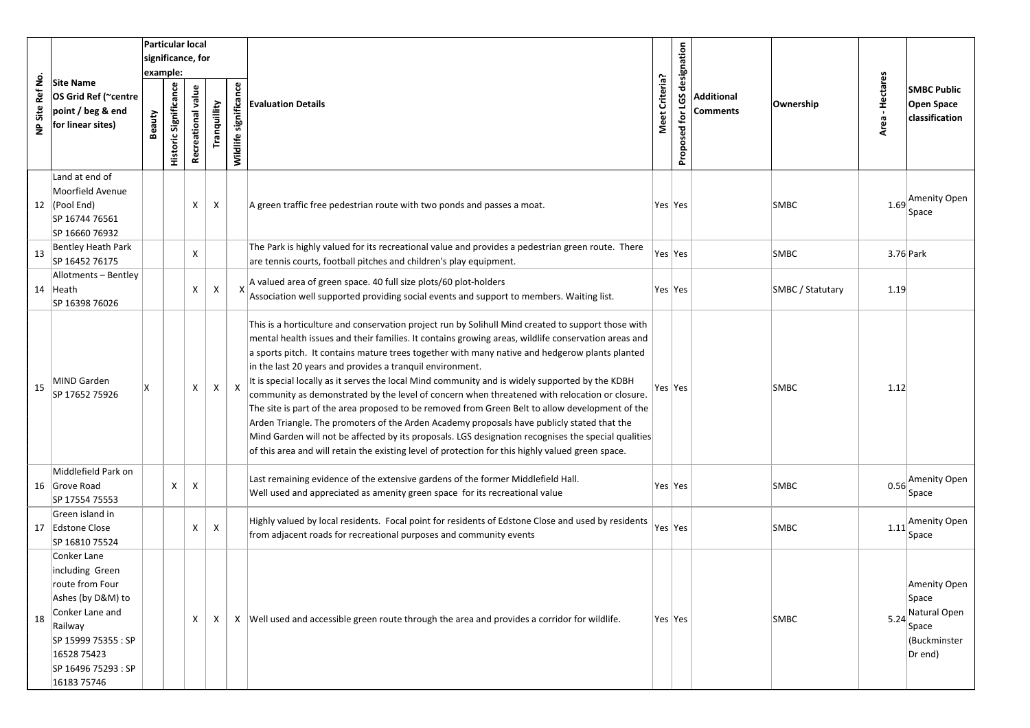| NP Site Ref No. | Site Name OS Grid Ref (~centre point / beg & end for linear sites) | Particular local significance, for example: Beauty | Historic Significance | Recreational value | Tranquillity | Wildlife significance | Evaluation Details | Meet Criteria? | Proposed for LGS designation | Additional Comments | Ownership | Area - Hectares | SMBC Public Open Space classification |
|---|---|---|---|---|---|---|---|---|---|---|---|---|---|
| 12 | Land at end of Moorfield Avenue (Pool End) SP 16744 76561 SP 16660 76932 | | | X | X | | A green traffic free pedestrian route with two ponds and passes a moat. | Yes | Yes | | SMBC | 1.69 | Amenity Open Space |
| 13 | Bentley Heath Park SP 16452 76175 | | | X | | | The Park is highly valued for its recreational value and provides a pedestrian green route. There are tennis courts, football pitches and children's play equipment. | Yes | Yes | | SMBC | 3.76 | Park |
| 14 | Allotments – Bentley Heath SP 16398 76026 | | | X | X | X | A valued area of green space. 40 full size plots/60 plot-holders Association well supported providing social events and support to members. Waiting list. | Yes | Yes | | SMBC / Statutary | 1.19 | |
| 15 | MIND Garden SP 17652 75926 | X | | X | X | X | This is a horticulture and conservation project run by Solihull Mind created to support those with mental health issues and their families. It contains growing areas, wildlife conservation areas and a sports pitch. It contains mature trees together with many native and hedgerow plants planted in the last 20 years and provides a tranquil environment. It is special locally as it serves the local Mind community and is widely supported by the KDBH community as demonstrated by the level of concern when threatened with relocation or closure. The site is part of the area proposed to be removed from Green Belt to allow development of the Arden Triangle. The promoters of the Arden Academy proposals have publicly stated that the Mind Garden will not be affected by its proposals. LGS designation recognises the special qualities of this area and will retain the existing level of protection for this highly valued green space. | Yes | Yes | | SMBC | 1.12 | |
| 16 | Middlefield Park on Grove Road SP 17554 75553 | | X | X | | | Last remaining evidence of the extensive gardens of the former Middlefield Hall. Well used and appreciated as amenity green space for its recreational value | Yes | Yes | | SMBC | 0.56 | Amenity Open Space |
| 17 | Green island in Edstone Close SP 16810 75524 | | | X | X | | Highly valued by local residents. Focal point for residents of Edstone Close and used by residents from adjacent roads for recreational purposes and community events | Yes | Yes | | SMBC | 1.11 | Amenity Open Space |
| 18 | Conker Lane including Green route from Four Ashes (by D&M) to Conker Lane and Railway SP 15999 75355 : SP 16528 75423 SP 16496 75293 : SP 16183 75746 | | | X | X | X | Well used and accessible green route through the area and provides a corridor for wildlife. | Yes | Yes | | SMBC | 5.24 | Amenity Open Space Natural Open Space (Buckminster Dr end) |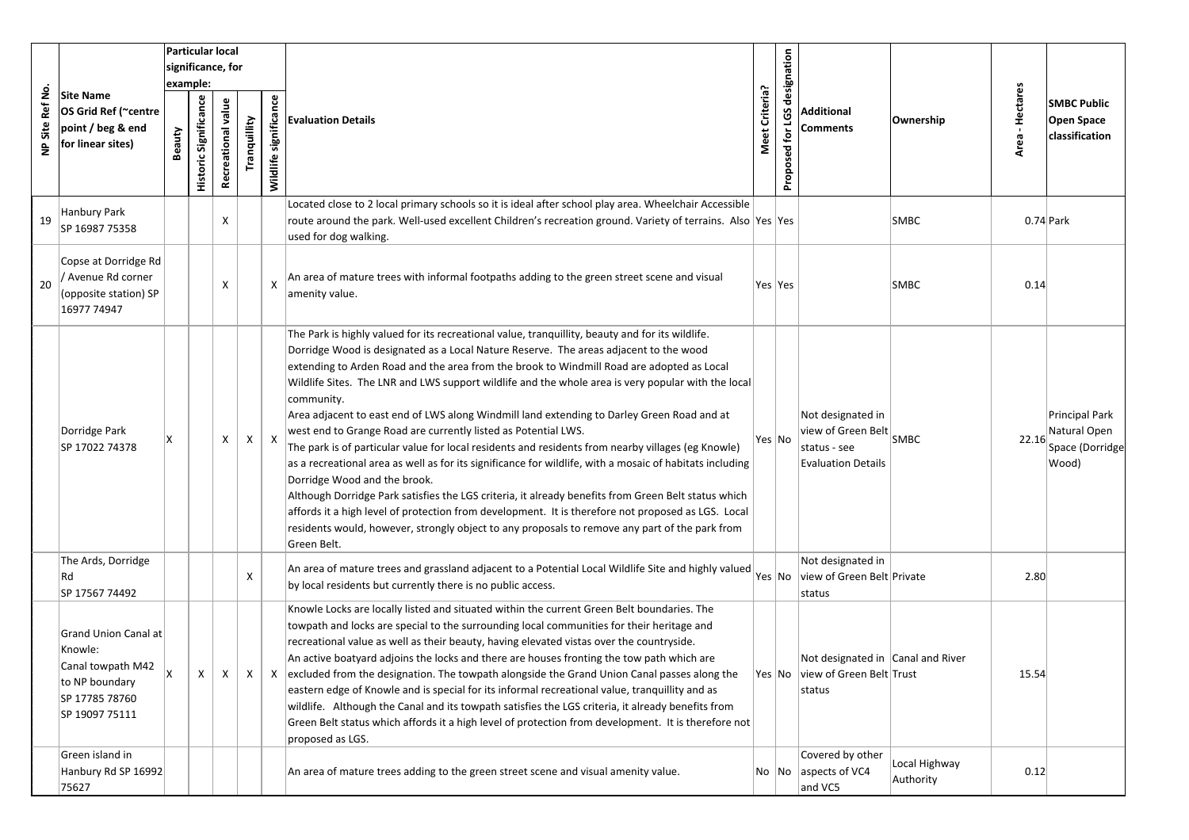| NP Site Ref No. | Site Name<br>OS Grid Ref (~centre point / beg & end for linear sites) | Particular local significance, for example: | | | | | Evaluation Details | Meet Criteria? | Proposed for LGS designation | Additional Comments | Ownership | Area - Hectares | SMBC Public Open Space classification |
|---|---|---|---|---|---|---|---|---|---|---|---|---|---|
| | | Beauty | Historic Significance | Recreational value | Tranquillity | Wildlife significance | | | | | | | |
| 19 | Hanbury Park<br>SP 16987 75358 | | | X | | | Located close to 2 local primary schools so it is ideal after school play area. Wheelchair Accessible route around the park. Well-used excellent Children's recreation ground. Variety of terrains. Also used for dog walking. | Yes | Yes | | SMBC | 0.74 | Park |
| 20 | Copse at Dorridge Rd / Avenue Rd corner (opposite station) SP 16977 74947 | | | X | | X | An area of mature trees with informal footpaths adding to the green street scene and visual amenity value. | Yes | Yes | | SMBC | 0.14 | |
| | Dorridge Park<br>SP 17022 74378 | X | | X | X | X | The Park is highly valued for its recreational value, tranquillity, beauty and for its wildlife. Dorridge Wood is designated as a Local Nature Reserve. The areas adjacent to the wood extending to Arden Road and the area from the brook to Windmill Road are adopted as Local Wildlife Sites. The LNR and LWS support wildlife and the whole area is very popular with the local community.<br>Area adjacent to east end of LWS along Windmill land extending to Darley Green Road and at west end to Grange Road are currently listed as Potential LWS.<br>The park is of particular value for local residents and residents from nearby villages (eg Knowle) as a recreational area as well as for its significance for wildlife, with a mosaic of habitats including Dorridge Wood and the brook.<br>Although Dorridge Park satisfies the LGS criteria, it already benefits from Green Belt status which affords it a high level of protection from development. It is therefore not proposed as LGS. Local residents would, however, strongly object to any proposals to remove any part of the park from Green Belt. | Yes | No | Not designated in view of Green Belt status - see Evaluation Details | SMBC | 22.16 | Principal Park Natural Open Space (Dorridge Wood) |
| | The Ards, Dorridge Rd<br>SP 17567 74492 | | | | X | | An area of mature trees and grassland adjacent to a Potential Local Wildlife Site and highly valued by local residents but currently there is no public access. | Yes | No | Not designated in view of Green Belt status | Private | 2.80 | |
| | Grand Union Canal at Knowle:<br>Canal towpath M42 to NP boundary<br>SP 17785 78760<br>SP 19097 75111 | X | X | X | X | X | Knowle Locks are locally listed and situated within the current Green Belt boundaries. The towpath and locks are special to the surrounding local communities for their heritage and recreational value as well as their beauty, having elevated vistas over the countryside.<br>An active boatyard adjoins the locks and there are houses fronting the tow path which are excluded from the designation. The towpath alongside the Grand Union Canal passes along the eastern edge of Knowle and is special for its informal recreational value, tranquillity and as wildlife. Although the Canal and its towpath satisfies the LGS criteria, it already benefits from Green Belt status which affords it a high level of protection from development. It is therefore not proposed as LGS. | Yes | No | Not designated in view of Green Belt status | Canal and River Trust | 15.54 | |
| | Green island in Hanbury Rd SP 16992 75627 | | | | | | An area of mature trees adding to the green street scene and visual amenity value. | No | No | Covered by other aspects of VC4 and VC5 | Local Highway Authority | 0.12 | |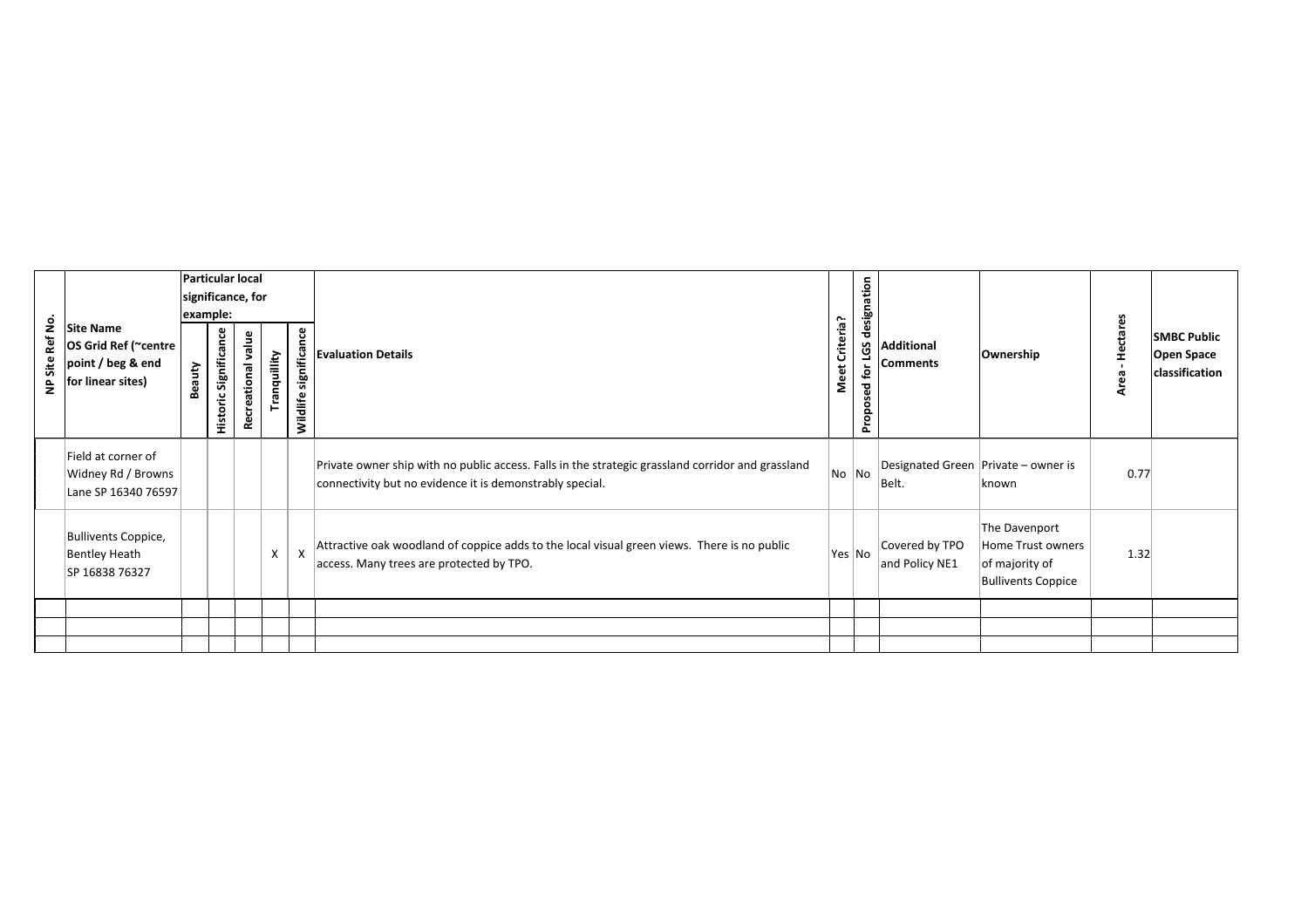| NP Site Ref No. | Site Name OS Grid Ref (~centre point / beg & end for linear sites) | Particular local significance, for example: | | | | | Evaluation Details | Meet Criteria? | Proposed for LGS designation | Additional Comments | Ownership | Area - Hectares | SMBC Public Open Space classification |
|---|---|---|---|---|---|---|---|---|---|---|---|---|---|
| | | Beauty | Historic Significance | Recreational value | Tranquillity | Wildlife significance | | | | | | | |
| | Field at corner of Widney Rd / Browns Lane SP 16340 76597 | | | | | | Private owner ship with no public access. Falls in the strategic grassland corridor and grassland connectivity but no evidence it is demonstrably special. | No | No | Designated Green Belt. | Private – owner is known | 0.77 | |
| | Bullivents Coppice, Bentley Heath SP 16838 76327 | | | | X | X | Attractive oak woodland of coppice adds to the local visual green views. There is no public access. Many trees are protected by TPO. | Yes | No | Covered by TPO and Policy NE1 | The Davenport Home Trust owners of majority of Bullivents Coppice | 1.32 | |
| | | | | | | | | | | | | | |
| | | | | | | | | | | | | | |
| | | | | | | | | | | | | | |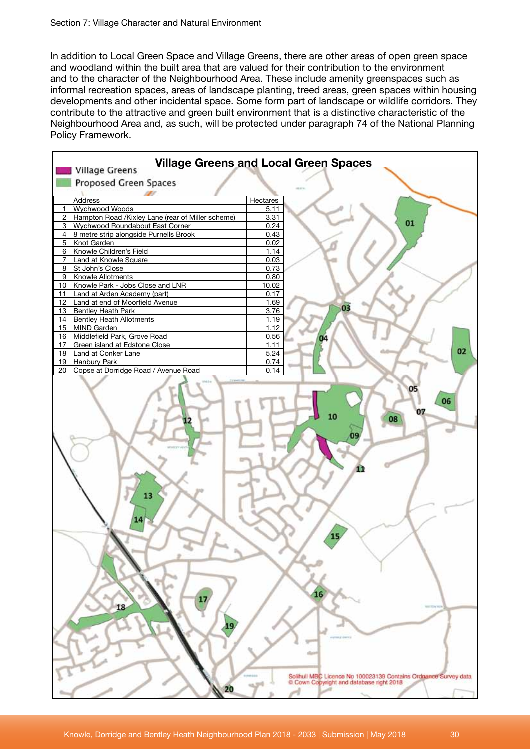In addition to Local Green Space and Village Greens, there are other areas of open green space and woodland within the built area that are valued for their contribution to the environment and to the character of the Neighbourhood Area. These include amenity greenspaces such as informal recreation spaces, areas of landscape planting, treed areas, green spaces within housing developments and other incidental space. Some form part of landscape or wildlife corridors. They contribute to the attractive and green built environment that is a distinctive characteristic of the Neighbourhood Area and, as such, will be protected under paragraph 74 of the National Planning Policy Framework.

**Village Greens and Local Green Spaces**

Village Greens

Proposed Green Spaces

| | Address | Hectares |
|---|---|---|
| 1 | Wychwood Woods | 5.11 |
| 2 | Hampton Road /Kixley Lane (rear of Miller scheme) | 3.31 |
| 3 | Wychwood Roundabout East Corner | 0.24 |
| 4 | 8 metre strip alongside Purnells Brook | 0.43 |
| 5 | Knot Garden | 0.02 |
| 6 | Knowle Children's Field | 1.14 |
| 7 | Land at Knowle Square | 0.03 |
| 8 | St John's Close | 0.73 |
| 9 | Knowle Allotments | 0.80 |
| 10 | Knowle Park - Jobs Close and LNR | 10.02 |
| 11 | Land at Arden Academy (part) | 0.17 |
| 12 | Land at end of Moorfield Avenue | 1.69 |
| 13 | Bentley Heath Park | 3.76 |
| 14 | Bentley Heath Allotments | 1.19 |
| 15 | MIND Garden | 1.12 |
| 16 | Middlefield Park, Grove Road | 0.56 |
| 17 | Green island at Edstone Close | 1.11 |
| 18 | Land at Conker Lane | 5.24 |
| 19 | Hanbury Park | 0.74 |
| 20 | Copse at Dorridge Road / Avenue Road | 0.14 |

01 02 03 04 05 06 07 08 09 10 11 12 13 14 15 16 17 18 19 20

Solihull MBC Licence No 100023139 Contains Ordnance Survey data © Cown Copyright and database right 2018